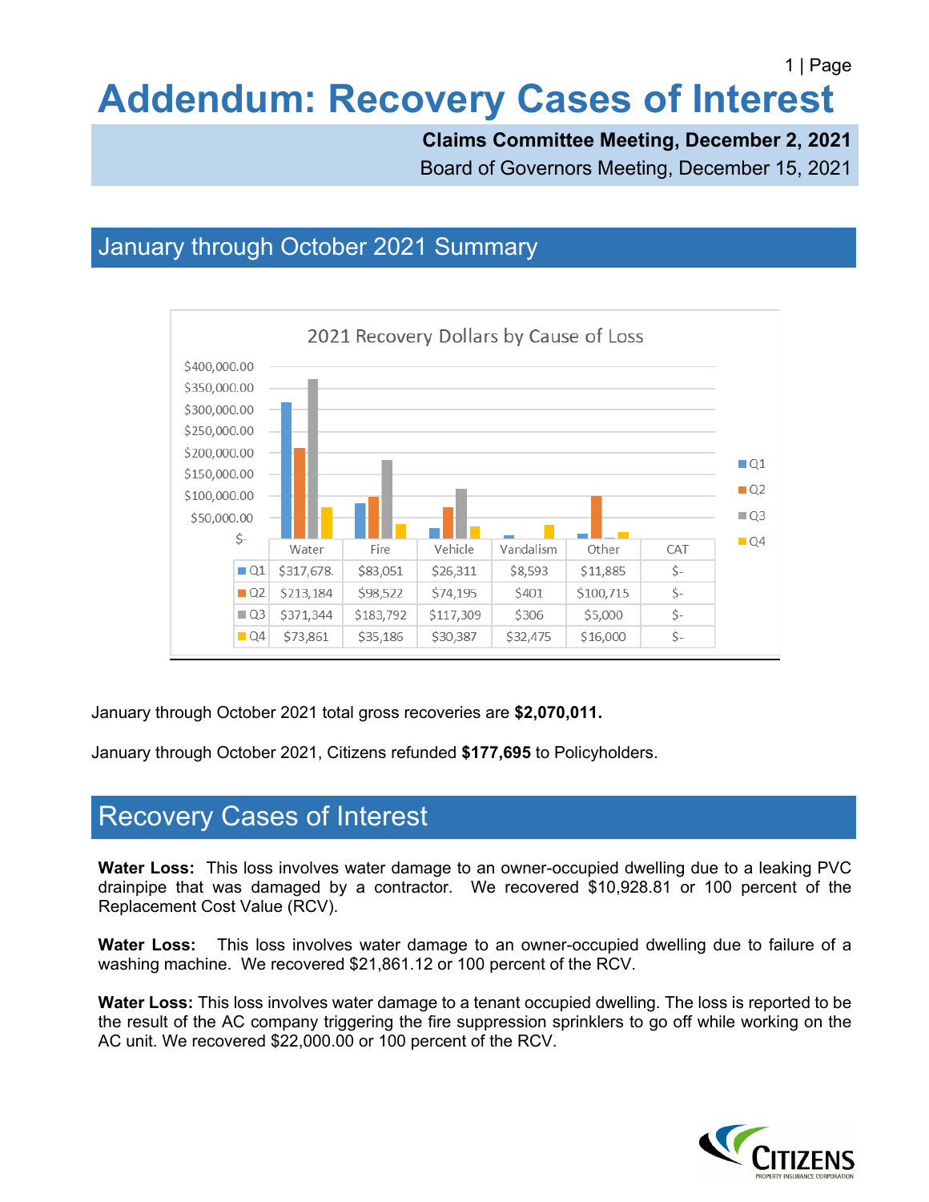# Addendum: Recovery Cases of Interest

**Claims Committee Meeting, December 2, 2021**

Board of Governors Meeting, December 15, 2021

## January through October 2021 Summary

2021 Recovery Dollars by Cause of Loss

|  | Water | Fire | Vehicle | Vandalism | Other | CAT |
|---|---|---|---|---|---|---|
| Q1 | $317,678. | $83,051 | $26,311 | $8,593 | $11,885 | $- |
| Q2 | $213,184 | $98,522 | $74,195 | $401 | $100,715 | $- |
| Q3 | $371,344 | $183,792 | $117,309 | $306 | $5,000 | $- |
| Q4 | $73,861 | $35,186 | $30,387 | $32,475 | $16,000 | $- |

January through October 2021 total gross recoveries are **$2,070,011.**

January through October 2021, Citizens refunded **$177,695** to Policyholders.

## Recovery Cases of Interest

**Water Loss:** This loss involves water damage to an owner-occupied dwelling due to a leaking PVC drainpipe that was damaged by a contractor. We recovered $10,928.81 or 100 percent of the Replacement Cost Value (RCV).

**Water Loss:** This loss involves water damage to an owner-occupied dwelling due to failure of a washing machine. We recovered $21,861.12 or 100 percent of the RCV.

**Water Loss:** This loss involves water damage to a tenant occupied dwelling. The loss is reported to be the result of the AC company triggering the fire suppression sprinklers to go off while working on the AC unit. We recovered $22,000.00 or 100 percent of the RCV.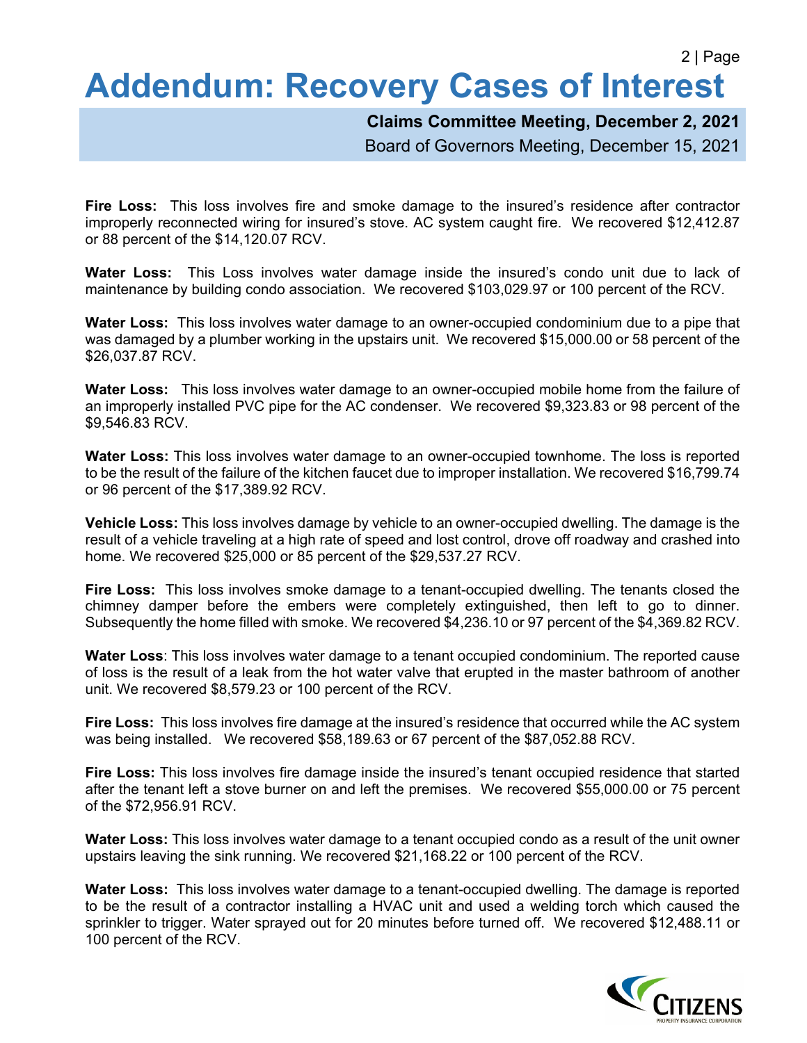# Addendum: Recovery Cases of Interest

**Claims Committee Meeting, December 2, 2021**
Board of Governors Meeting, December 15, 2021

**Fire Loss:** This loss involves fire and smoke damage to the insured's residence after contractor improperly reconnected wiring for insured's stove. AC system caught fire. We recovered $12,412.87 or 88 percent of the $14,120.07 RCV.

**Water Loss:** This Loss involves water damage inside the insured's condo unit due to lack of maintenance by building condo association. We recovered $103,029.97 or 100 percent of the RCV.

**Water Loss:** This loss involves water damage to an owner-occupied condominium due to a pipe that was damaged by a plumber working in the upstairs unit. We recovered $15,000.00 or 58 percent of the $26,037.87 RCV.

**Water Loss:** This loss involves water damage to an owner-occupied mobile home from the failure of an improperly installed PVC pipe for the AC condenser. We recovered $9,323.83 or 98 percent of the $9,546.83 RCV.

**Water Loss:** This loss involves water damage to an owner-occupied townhome. The loss is reported to be the result of the failure of the kitchen faucet due to improper installation. We recovered $16,799.74 or 96 percent of the $17,389.92 RCV.

**Vehicle Loss:** This loss involves damage by vehicle to an owner-occupied dwelling. The damage is the result of a vehicle traveling at a high rate of speed and lost control, drove off roadway and crashed into home. We recovered $25,000 or 85 percent of the $29,537.27 RCV.

**Fire Loss:** This loss involves smoke damage to a tenant-occupied dwelling. The tenants closed the chimney damper before the embers were completely extinguished, then left to go to dinner. Subsequently the home filled with smoke. We recovered $4,236.10 or 97 percent of the $4,369.82 RCV.

**Water Loss**: This loss involves water damage to a tenant occupied condominium. The reported cause of loss is the result of a leak from the hot water valve that erupted in the master bathroom of another unit. We recovered $8,579.23 or 100 percent of the RCV.

**Fire Loss:** This loss involves fire damage at the insured's residence that occurred while the AC system was being installed. We recovered $58,189.63 or 67 percent of the $87,052.88 RCV.

**Fire Loss:** This loss involves fire damage inside the insured's tenant occupied residence that started after the tenant left a stove burner on and left the premises. We recovered $55,000.00 or 75 percent of the $72,956.91 RCV.

**Water Loss:** This loss involves water damage to a tenant occupied condo as a result of the unit owner upstairs leaving the sink running. We recovered $21,168.22 or 100 percent of the RCV.

**Water Loss:** This loss involves water damage to a tenant-occupied dwelling. The damage is reported to be the result of a contractor installing a HVAC unit and used a welding torch which caused the sprinkler to trigger. Water sprayed out for 20 minutes before turned off. We recovered $12,488.11 or 100 percent of the RCV.